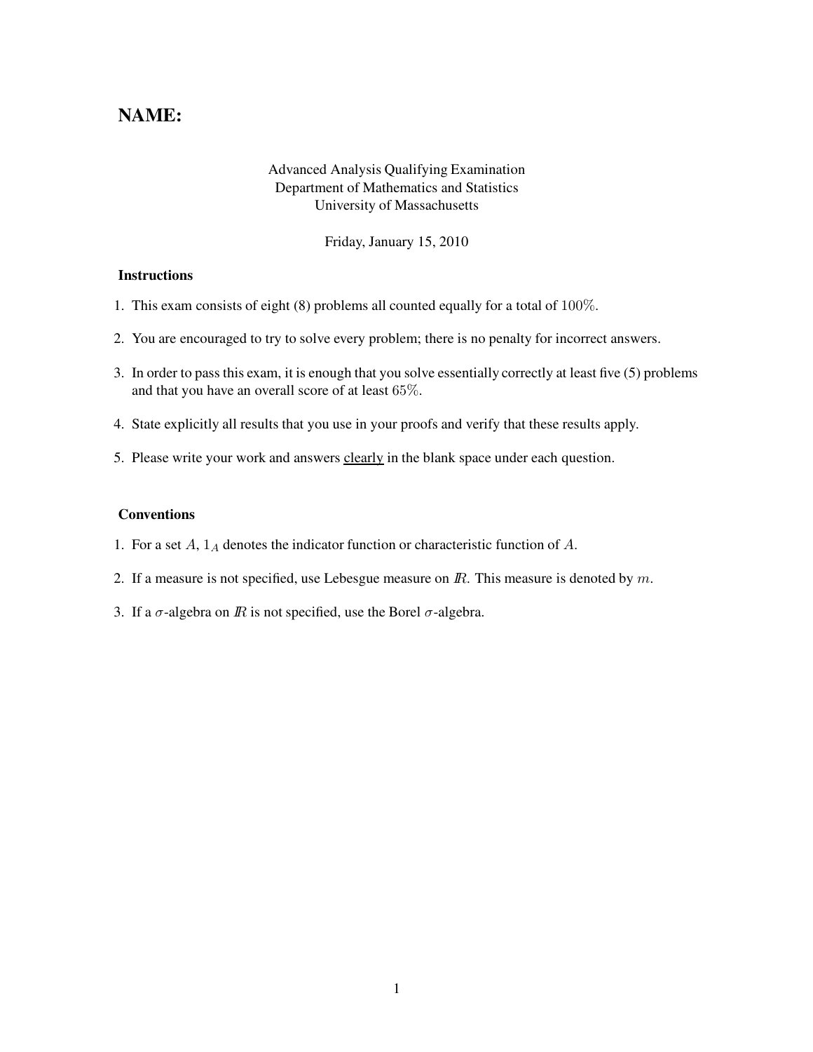# NAME:

Advanced Analysis Qualifying Examination
Department of Mathematics and Statistics
University of Massachusetts

Friday, January 15, 2010

### Instructions

1. This exam consists of eight (8) problems all counted equally for a total of $100\%$.
2. You are encouraged to try to solve every problem; there is no penalty for incorrect answers.
3. In order to pass this exam, it is enough that you solve essentially correctly at least five (5) problems and that you have an overall score of at least $65\%$.
4. State explicitly all results that you use in your proofs and verify that these results apply.
5. Please write your work and answers clearly in the blank space under each question.

### Conventions

1. For a set $A$, $1_A$ denotes the indicator function or characteristic function of $A$.
2. If a measure is not specified, use Lebesgue measure on $\mathbb{R}$. This measure is denoted by $m$.
3. If a $\sigma$-algebra on $\mathbb{R}$ is not specified, use the Borel $\sigma$-algebra.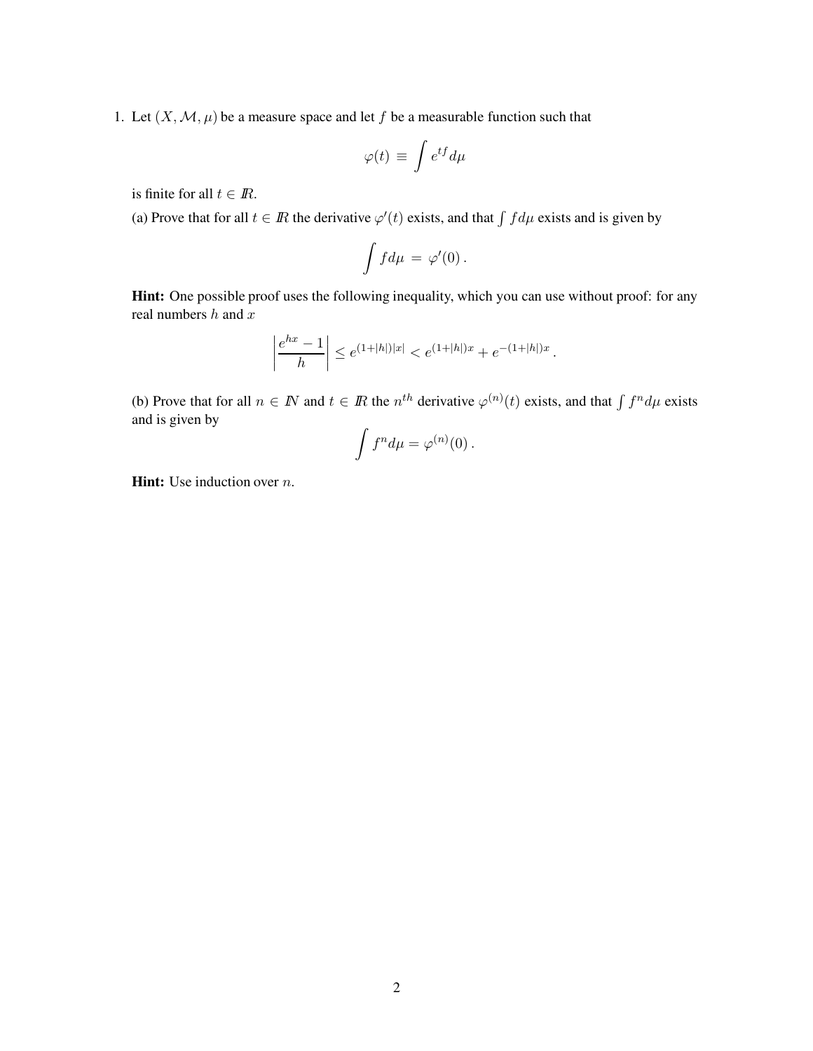1. Let $(X, \mathcal{M}, \mu)$ be a measure space and let $f$ be a measurable function such that

$$\varphi(t) \equiv \int e^{tf} d\mu$$

is finite for all $t \in I\!R$.

(a) Prove that for all $t \in I\!R$ the derivative $\varphi'(t)$ exists, and that $\int f d\mu$ exists and is given by

$$\int f d\mu = \varphi'(0) .$$

**Hint:** One possible proof uses the following inequality, which you can use without proof: for any real numbers $h$ and $x$

$$\left| \frac{e^{hx} - 1}{h} \right| \leq e^{(1+|h|)|x|} < e^{(1+|h|)x} + e^{-(1+|h|)x} .$$

(b) Prove that for all $n \in I\!N$ and $t \in I\!R$ the $n^{th}$ derivative $\varphi^{(n)}(t)$ exists, and that $\int f^n d\mu$ exists and is given by

$$\int f^n d\mu = \varphi^{(n)}(0) .$$

**Hint:** Use induction over $n$.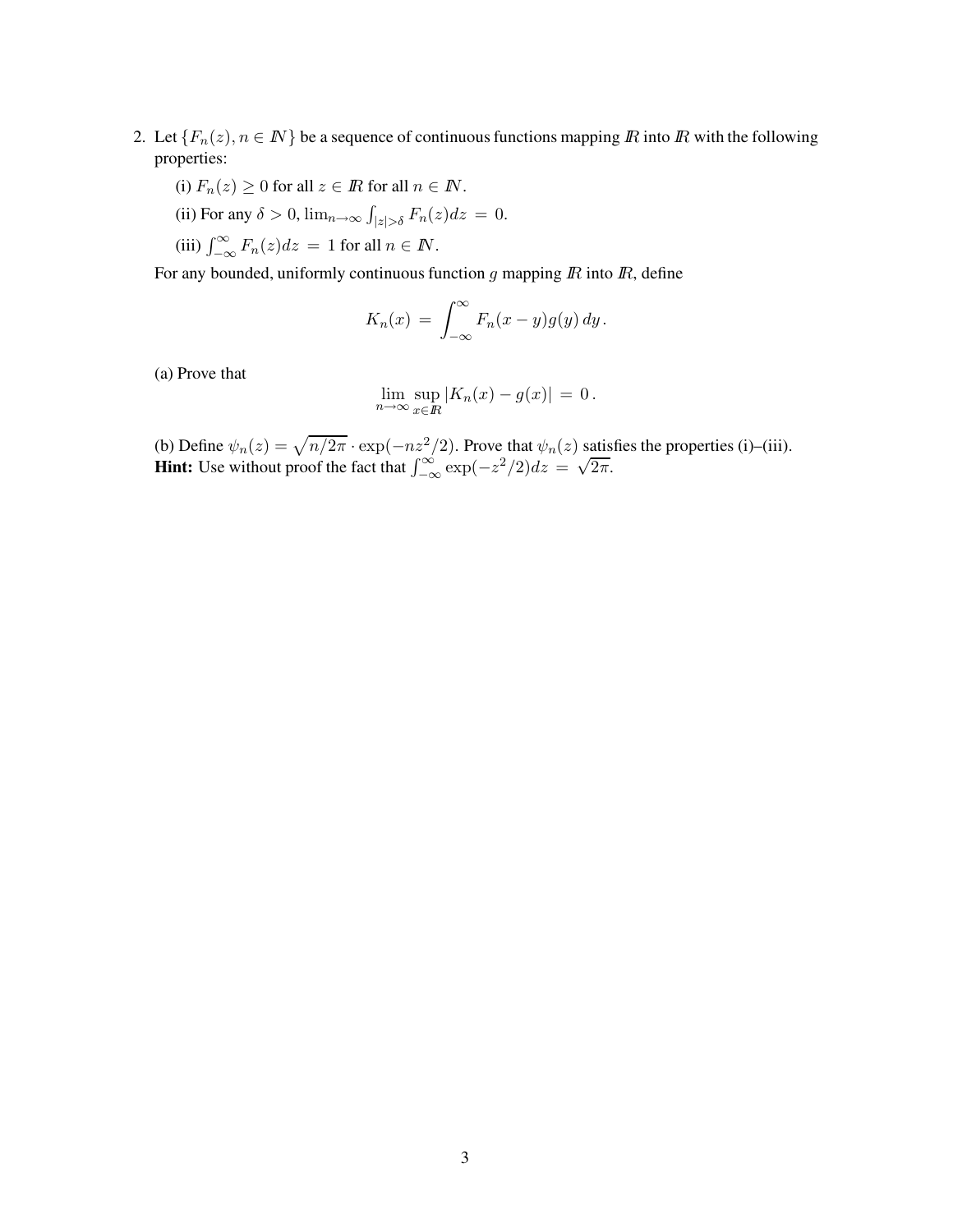2. Let $\{F_n(z), n \in \mathbb{N}\}$ be a sequence of continuous functions mapping $\mathbb{R}$ into $\mathbb{R}$ with the following properties:

   (i) $F_n(z) \geq 0$ for all $z \in \mathbb{R}$ for all $n \in \mathbb{N}$.

   (ii) For any $\delta > 0$, $\lim_{n\to\infty} \int_{|z|>\delta} F_n(z)dz = 0$.

   (iii) $\int_{-\infty}^{\infty} F_n(z)dz = 1$ for all $n \in \mathbb{N}$.

   For any bounded, uniformly continuous function $g$ mapping $\mathbb{R}$ into $\mathbb{R}$, define

$$K_n(x) = \int_{-\infty}^{\infty} F_n(x-y)g(y)\,dy\,.$$

   (a) Prove that

$$\lim_{n\to\infty} \sup_{x\in\mathbb{R}} |K_n(x) - g(x)| = 0\,.$$

   (b) Define $\psi_n(z) = \sqrt{n/2\pi} \cdot \exp(-nz^2/2)$. Prove that $\psi_n(z)$ satisfies the properties (i)–(iii).
   **Hint:** Use without proof the fact that $\int_{-\infty}^{\infty} \exp(-z^2/2)dz = \sqrt{2\pi}$.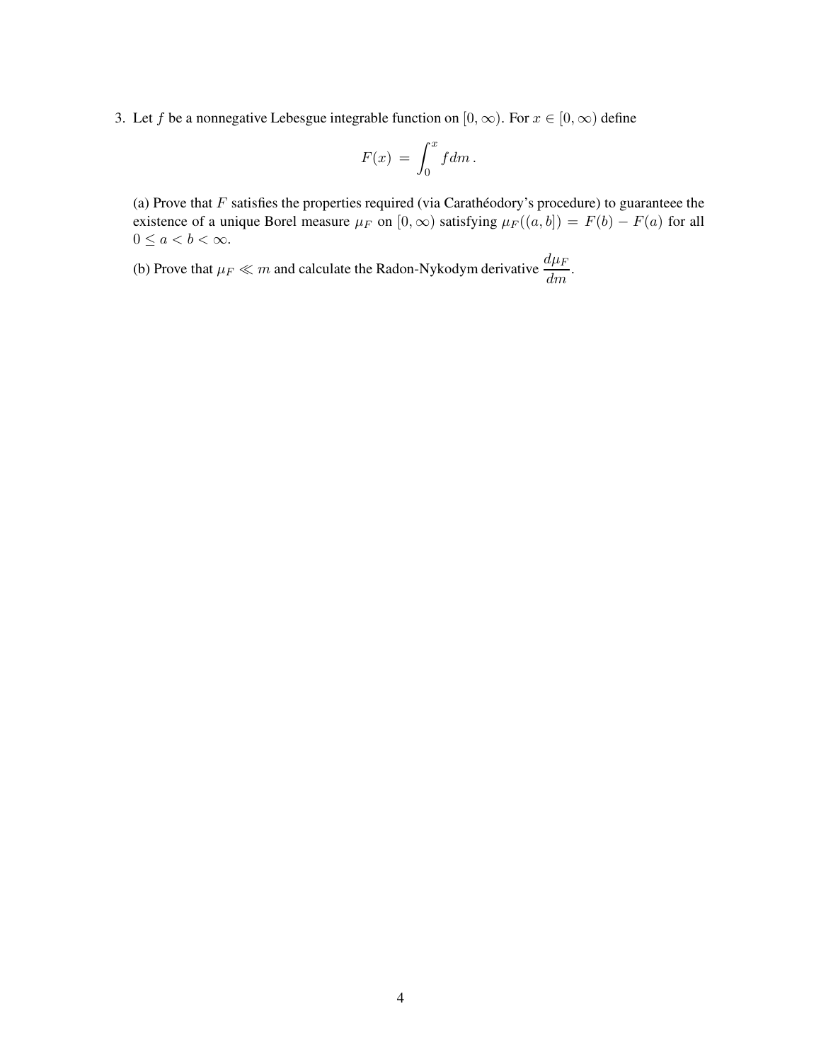3. Let $f$ be a nonnegative Lebesgue integrable function on $[0, \infty)$. For $x \in [0, \infty)$ define

$$F(x) = \int_0^x f\,dm\,.$$

(a) Prove that $F$ satisfies the properties required (via Carathéodory's procedure) to guaranteee the existence of a unique Borel measure $\mu_F$ on $[0, \infty)$ satisfying $\mu_F((a, b]) = F(b) - F(a)$ for all $0 \leq a < b < \infty$.

(b) Prove that $\mu_F \ll m$ and calculate the Radon-Nykodym derivative $\dfrac{d\mu_F}{dm}$.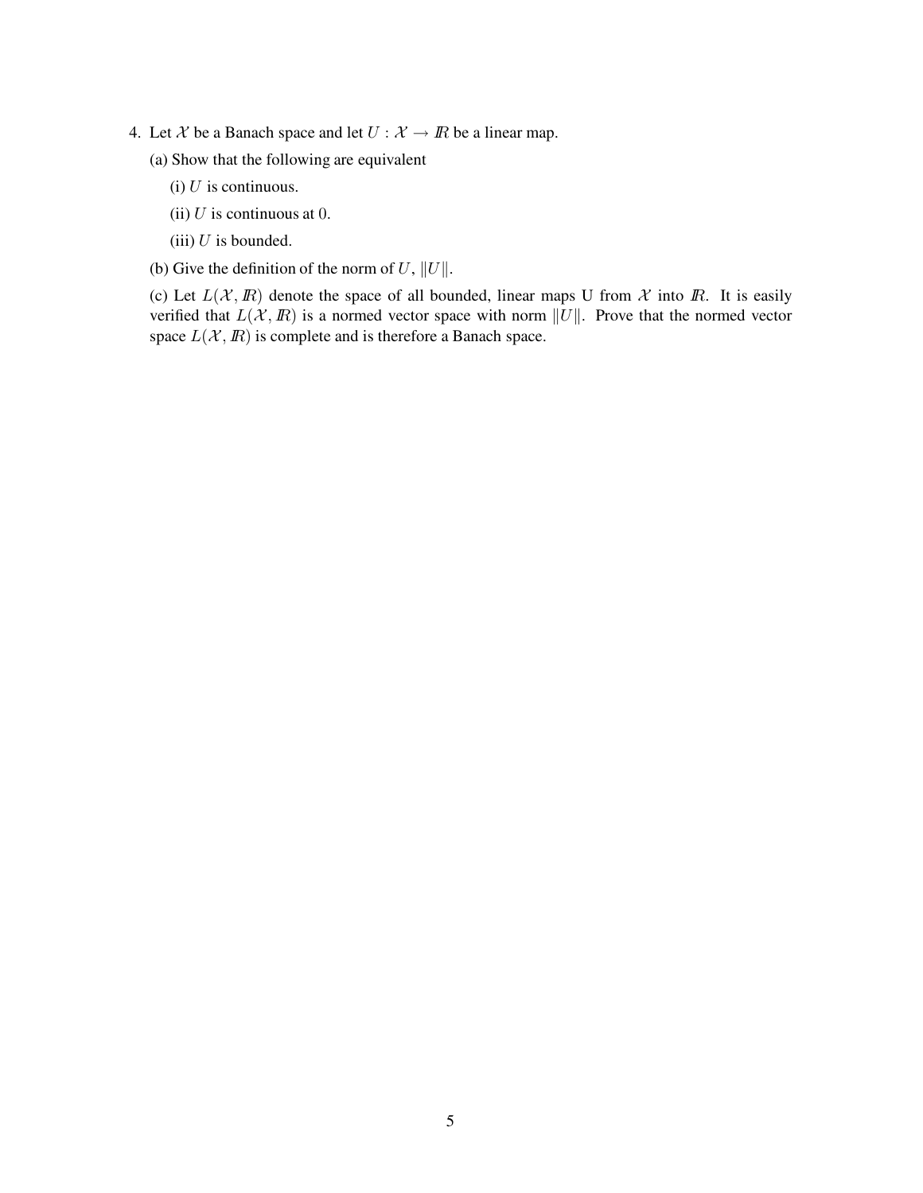4. Let $\mathcal{X}$ be a Banach space and let $U : \mathcal{X} \to I\!R$ be a linear map.

   (a) Show that the following are equivalent

      (i) $U$ is continuous.

      (ii) $U$ is continuous at $0$.

      (iii) $U$ is bounded.

   (b) Give the definition of the norm of $U$, $\|U\|$.

   (c) Let $L(\mathcal{X}, I\!R)$ denote the space of all bounded, linear maps U from $\mathcal{X}$ into $I\!R$. It is easily verified that $L(\mathcal{X}, I\!R)$ is a normed vector space with norm $\|U\|$. Prove that the normed vector space $L(\mathcal{X}, I\!R)$ is complete and is therefore a Banach space.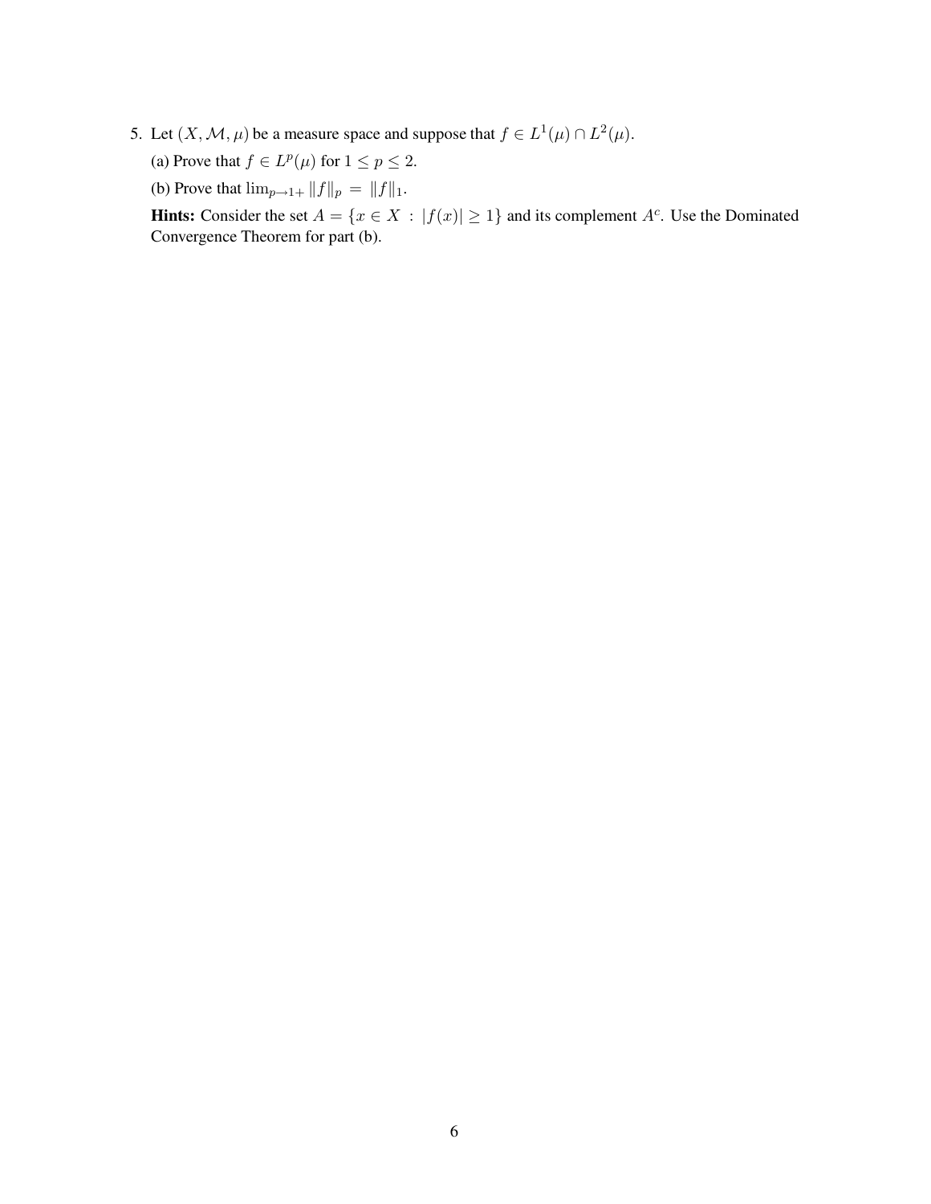5. Let $(X, \mathcal{M}, \mu)$ be a measure space and suppose that $f \in L^1(\mu) \cap L^2(\mu)$.

   (a) Prove that $f \in L^p(\mu)$ for $1 \leq p \leq 2$.

   (b) Prove that $\lim_{p \to 1+} \|f\|_p = \|f\|_1$.

   **Hints:** Consider the set $A = \{x \in X : |f(x)| \geq 1\}$ and its complement $A^c$. Use the Dominated Convergence Theorem for part (b).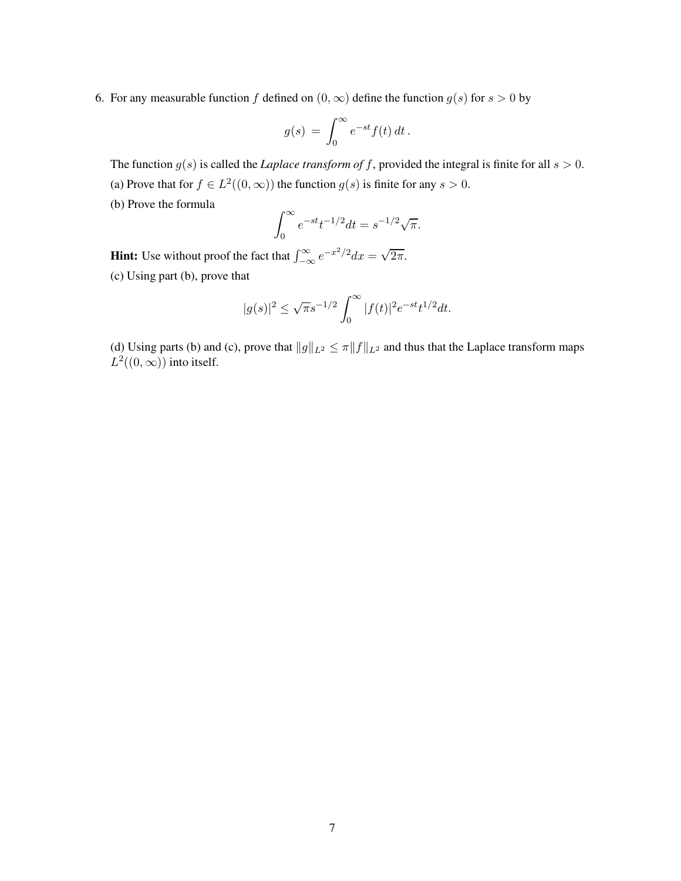6. For any measurable function $f$ defined on $(0, \infty)$ define the function $g(s)$ for $s > 0$ by

$$g(s) = \int_0^\infty e^{-st} f(t)\, dt\,.$$

The function $g(s)$ is called the *Laplace transform of $f$*, provided the integral is finite for all $s > 0$.

(a) Prove that for $f \in L^2((0, \infty))$ the function $g(s)$ is finite for any $s > 0$.

(b) Prove the formula

$$\int_0^\infty e^{-st} t^{-1/2} dt = s^{-1/2}\sqrt{\pi}.$$

**Hint:** Use without proof the fact that $\int_{-\infty}^{\infty} e^{-x^2/2} dx = \sqrt{2\pi}$.

(c) Using part (b), prove that

$$|g(s)|^2 \leq \sqrt{\pi} s^{-1/2} \int_0^\infty |f(t)|^2 e^{-st} t^{1/2} dt.$$

(d) Using parts (b) and (c), prove that $\|g\|_{L^2} \leq \pi \|f\|_{L^2}$ and thus that the Laplace transform maps $L^2((0, \infty))$ into itself.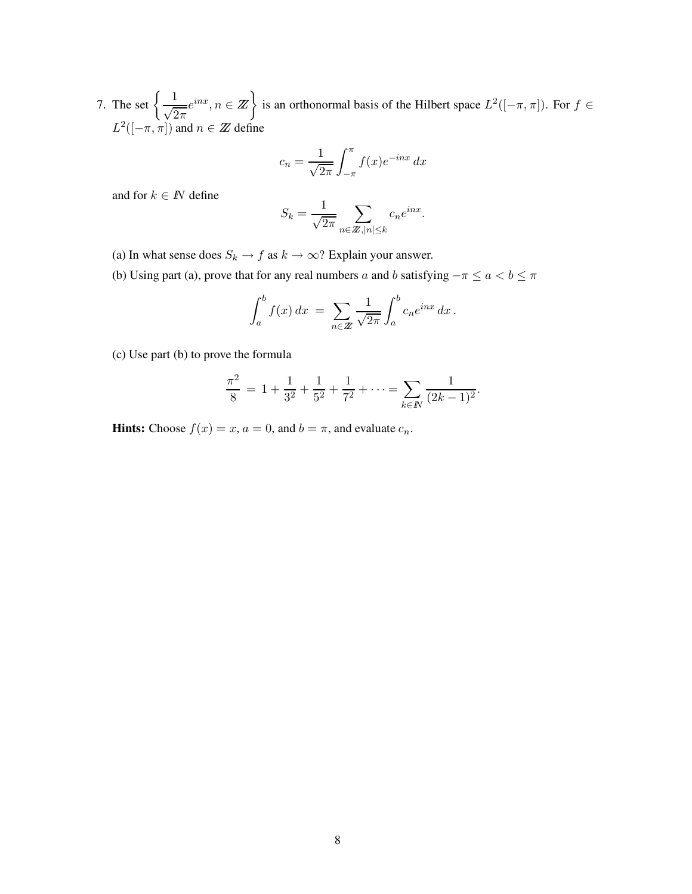7. The set $\left\{ \frac{1}{\sqrt{2\pi}} e^{inx}, n \in \mathbb{Z} \right\}$ is an orthonormal basis of the Hilbert space $L^2([-\pi, \pi])$. For $f \in L^2([-\pi, \pi])$ and $n \in \mathbb{Z}$ define

$$c_n = \frac{1}{\sqrt{2\pi}} \int_{-\pi}^{\pi} f(x) e^{-inx}\, dx$$

and for $k \in \mathbb{N}$ define

$$S_k = \frac{1}{\sqrt{2\pi}} \sum_{n \in \mathbb{Z}, |n| \le k} c_n e^{inx}.$$

(a) In what sense does $S_k \to f$ as $k \to \infty$? Explain your answer.

(b) Using part (a), prove that for any real numbers $a$ and $b$ satisfying $-\pi \le a < b \le \pi$

$$\int_a^b f(x)\, dx \;=\; \sum_{n \in \mathbb{Z}} \frac{1}{\sqrt{2\pi}} \int_a^b c_n e^{inx}\, dx\,.$$

(c) Use part (b) to prove the formula

$$\frac{\pi^2}{8} \;=\; 1 + \frac{1}{3^2} + \frac{1}{5^2} + \frac{1}{7^2} + \cdots = \sum_{k \in \mathbb{N}} \frac{1}{(2k-1)^2}.$$

**Hints:** Choose $f(x) = x$, $a = 0$, and $b = \pi$, and evaluate $c_n$.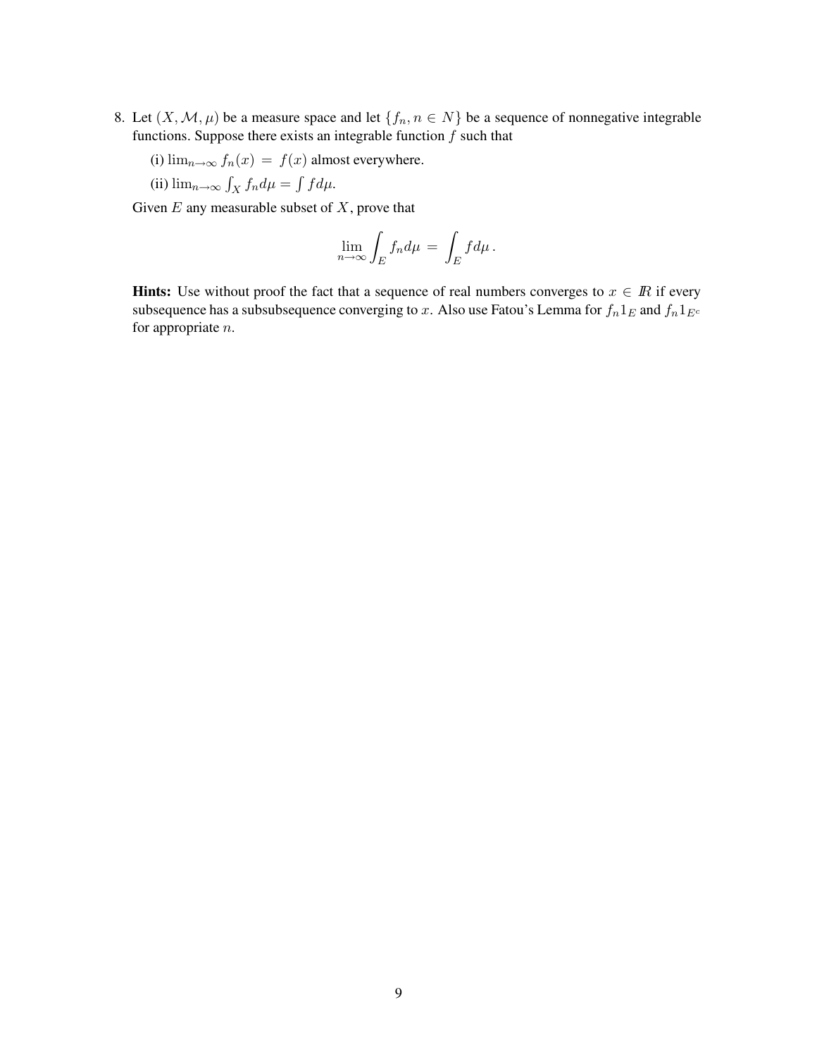8. Let $(X, \mathcal{M}, \mu)$ be a measure space and let $\{f_n, n \in N\}$ be a sequence of nonnegative integrable functions. Suppose there exists an integrable function $f$ such that

   (i) $\lim_{n\to\infty} f_n(x) = f(x)$ almost everywhere.

   (ii) $\lim_{n\to\infty} \int_X f_n d\mu = \int f d\mu$.

   Given $E$ any measurable subset of $X$, prove that

$$\lim_{n\to\infty} \int_E f_n d\mu = \int_E f d\mu \, .$$

   **Hints:** Use without proof the fact that a sequence of real numbers converges to $x \in I\!R$ if every subsequence has a subsubsequence converging to $x$. Also use Fatou's Lemma for $f_n 1_E$ and $f_n 1_{E^c}$ for appropriate $n$.